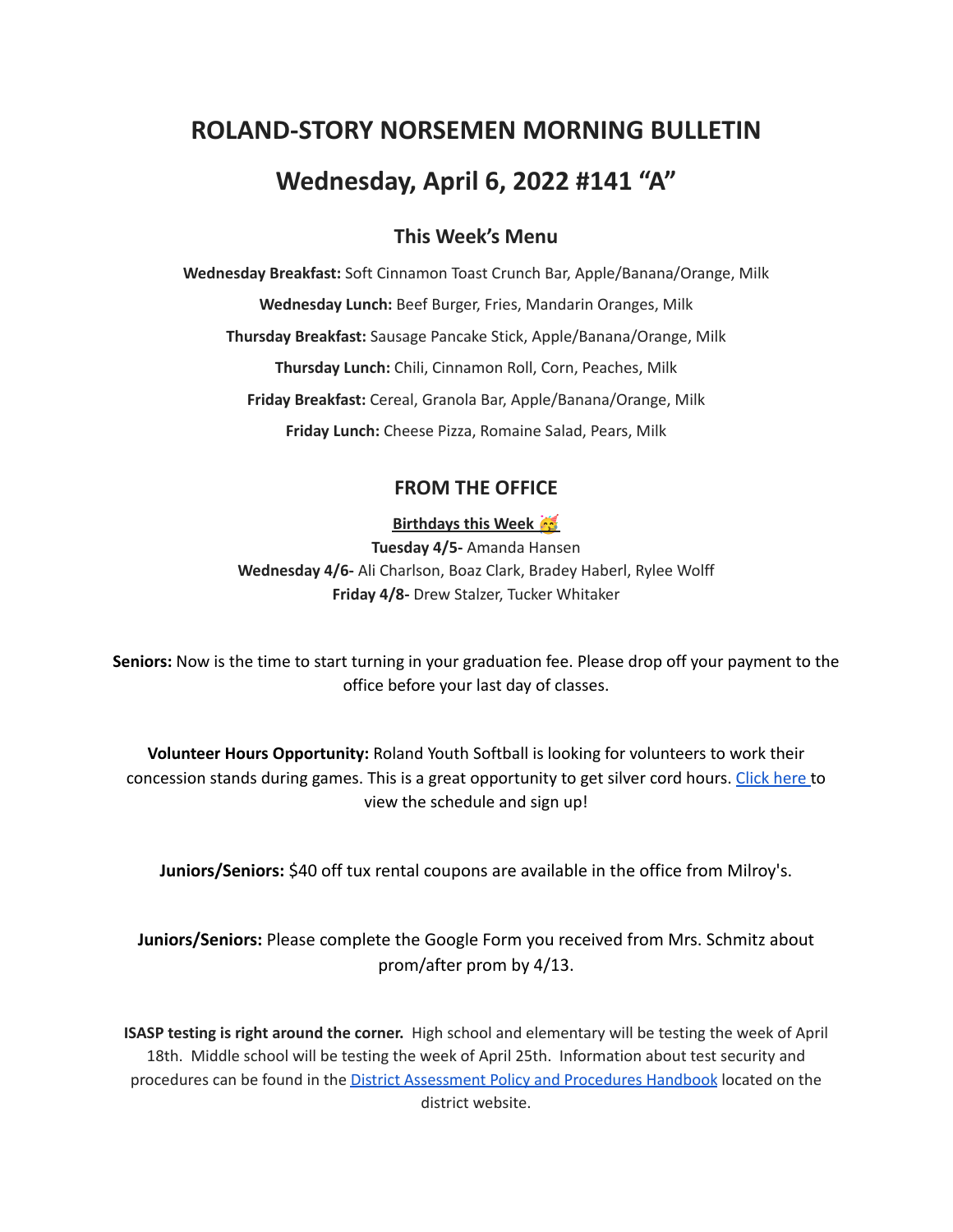# ROLAND-STORY NORSEMEN MORNING BULLETIN

# Wednesday, April 6, 2022 #141 "A"

## This Week's Menu

**Wednesday Breakfast:** Soft Cinnamon Toast Crunch Bar, Apple/Banana/Orange, Milk

**Wednesday Lunch:** Beef Burger, Fries, Mandarin Oranges, Milk

**Thursday Breakfast:** Sausage Pancake Stick, Apple/Banana/Orange, Milk

**Thursday Lunch:** Chili, Cinnamon Roll, Corn, Peaches, Milk

**Friday Breakfast:** Cereal, Granola Bar, Apple/Banana/Orange, Milk

**Friday Lunch:** Cheese Pizza, Romaine Salad, Pears, Milk

## FROM THE OFFICE

**Birthdays this Week 🥳**

**Tuesday 4/5-** Amanda Hansen
**Wednesday 4/6-** Ali Charlson, Boaz Clark, Bradey Haberl, Rylee Wolff
**Friday 4/8-** Drew Stalzer, Tucker Whitaker

**Seniors:** Now is the time to start turning in your graduation fee. Please drop off your payment to the office before your last day of classes.

**Volunteer Hours Opportunity:** Roland Youth Softball is looking for volunteers to work their concession stands during games. This is a great opportunity to get silver cord hours. Click here to view the schedule and sign up!

**Juniors/Seniors:** $40 off tux rental coupons are available in the office from Milroy's.

**Juniors/Seniors:** Please complete the Google Form you received from Mrs. Schmitz about prom/after prom by 4/13.

**ISASP testing is right around the corner.** High school and elementary will be testing the week of April 18th. Middle school will be testing the week of April 25th. Information about test security and procedures can be found in the District Assessment Policy and Procedures Handbook located on the district website.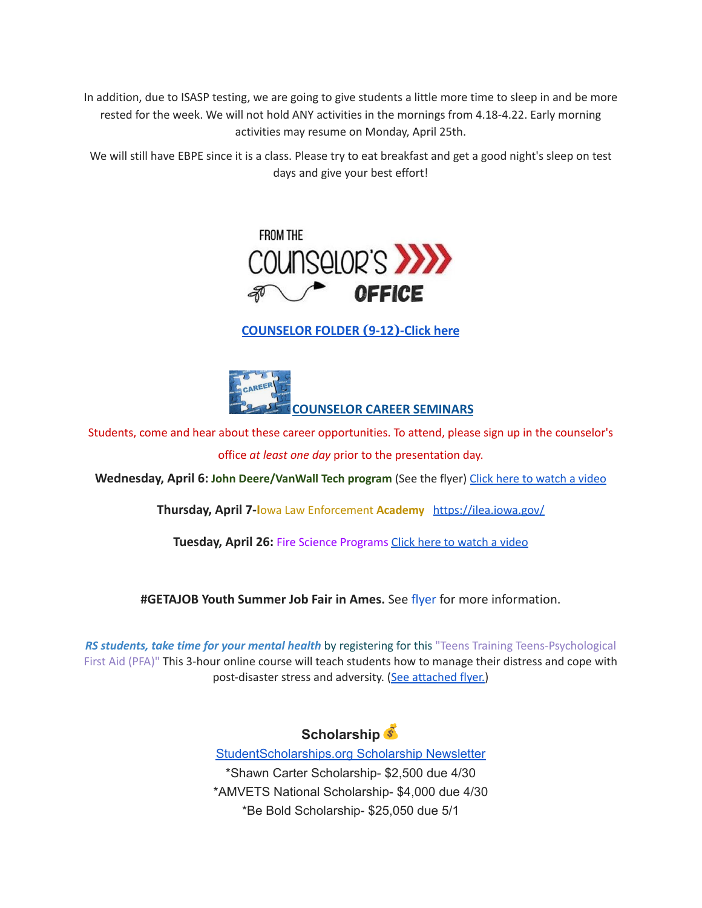In addition, due to ISASP testing, we are going to give students a little more time to sleep in and be more rested for the week. We will not hold ANY activities in the mornings from 4.18-4.22. Early morning activities may resume on Monday, April 25th.

We will still have EBPE since it is a class. Please try to eat breakfast and get a good night's sleep on test days and give your best effort!

## FROM THE COUNSELOR'S OFFICE

**COUNSELOR FOLDER (9-12)-Click here**

**COUNSELOR CAREER SEMINARS**

Students, come and hear about these career opportunities. To attend, please sign up in the counselor's office *at least one day* prior to the presentation day.

**Wednesday, April 6:** **John Deere/VanWall Tech program** (See the flyer) Click here to watch a video

**Thursday, April 7-**Iowa Law Enforcement **Academy** https://ilea.iowa.gov/

**Tuesday, April 26:** Fire Science Programs Click here to watch a video

**#GETAJOB Youth Summer Job Fair in Ames.** See flyer for more information.

***RS students, take time for your mental health*** by registering for this "Teens Training Teens-Psychological First Aid (PFA)" This 3-hour online course will teach students how to manage their distress and cope with post-disaster stress and adversity. (See attached flyer.)

### Scholarship 💰

StudentScholarships.org Scholarship Newsletter

*Shawn Carter Scholarship- $2,500 due 4/30

*AMVETS National Scholarship- $4,000 due 4/30

*Be Bold Scholarship- $25,050 due 5/1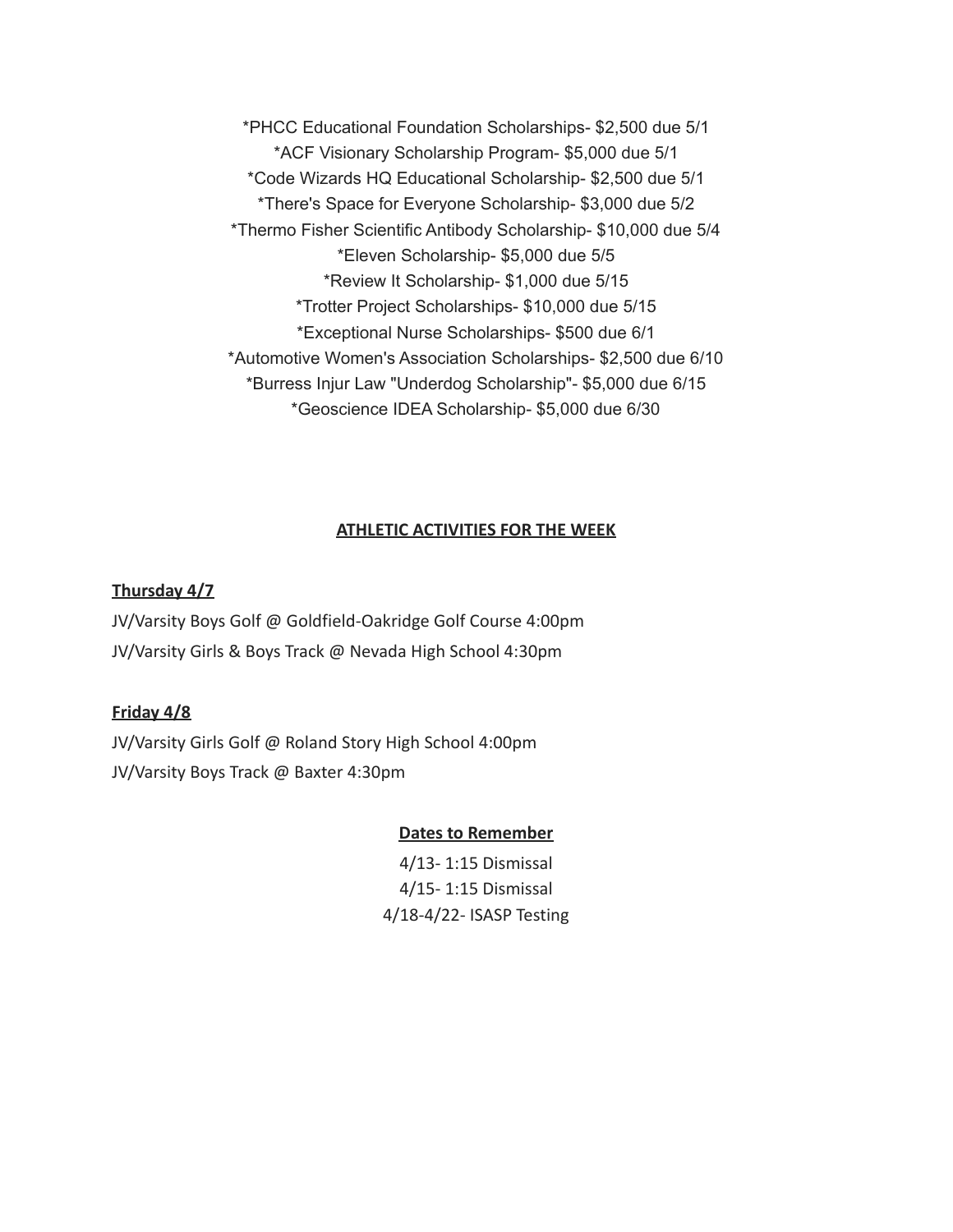*PHCC Educational Foundation Scholarships- $2,500 due 5/1
*ACF Visionary Scholarship Program- $5,000 due 5/1
*Code Wizards HQ Educational Scholarship- $2,500 due 5/1
*There's Space for Everyone Scholarship- $3,000 due 5/2
*Thermo Fisher Scientific Antibody Scholarship- $10,000 due 5/4
*Eleven Scholarship- $5,000 due 5/5
*Review It Scholarship- $1,000 due 5/15
*Trotter Project Scholarships- $10,000 due 5/15
*Exceptional Nurse Scholarships- $500 due 6/1
*Automotive Women's Association Scholarships- $2,500 due 6/10
*Burress Injur Law "Underdog Scholarship"- $5,000 due 6/15
*Geoscience IDEA Scholarship- $5,000 due 6/30

## ATHLETIC ACTIVITIES FOR THE WEEK

**Thursday 4/7**

JV/Varsity Boys Golf @ Goldfield-Oakridge Golf Course 4:00pm
JV/Varsity Girls & Boys Track @ Nevada High School 4:30pm

**Friday 4/8**

JV/Varsity Girls Golf @ Roland Story High School 4:00pm
JV/Varsity Boys Track @ Baxter 4:30pm

## Dates to Remember

4/13- 1:15 Dismissal
4/15- 1:15 Dismissal
4/18-4/22- ISASP Testing